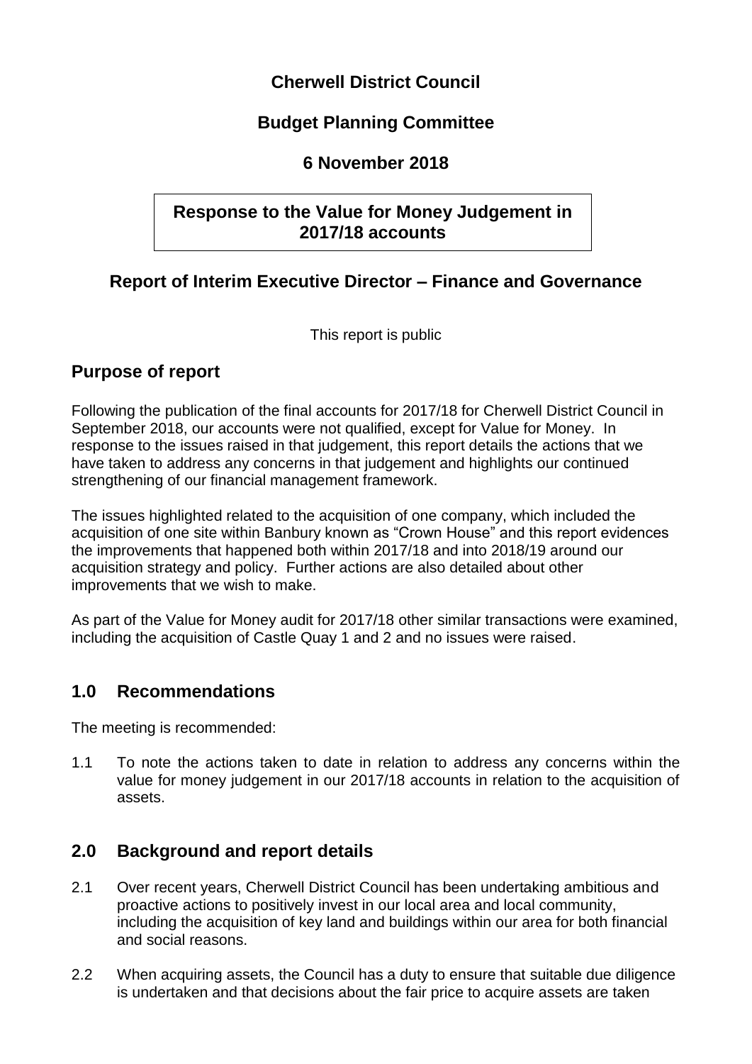# Cherwell District Council

## Budget Planning Committee

## 6 November 2018

## Response to the Value for Money Judgement in 2017/18 accounts

## Report of Interim Executive Director – Finance and Governance

This report is public

## Purpose of report

Following the publication of the final accounts for 2017/18 for Cherwell District Council in September 2018, our accounts were not qualified, except for Value for Money. In response to the issues raised in that judgement, this report details the actions that we have taken to address any concerns in that judgement and highlights our continued strengthening of our financial management framework.

The issues highlighted related to the acquisition of one company, which included the acquisition of one site within Banbury known as "Crown House" and this report evidences the improvements that happened both within 2017/18 and into 2018/19 around our acquisition strategy and policy. Further actions are also detailed about other improvements that we wish to make.

As part of the Value for Money audit for 2017/18 other similar transactions were examined, including the acquisition of Castle Quay 1 and 2 and no issues were raised.

## 1.0 Recommendations

The meeting is recommended:

1.1 To note the actions taken to date in relation to address any concerns within the value for money judgement in our 2017/18 accounts in relation to the acquisition of assets.

## 2.0 Background and report details

2.1 Over recent years, Cherwell District Council has been undertaking ambitious and proactive actions to positively invest in our local area and local community, including the acquisition of key land and buildings within our area for both financial and social reasons.

2.2 When acquiring assets, the Council has a duty to ensure that suitable due diligence is undertaken and that decisions about the fair price to acquire assets are taken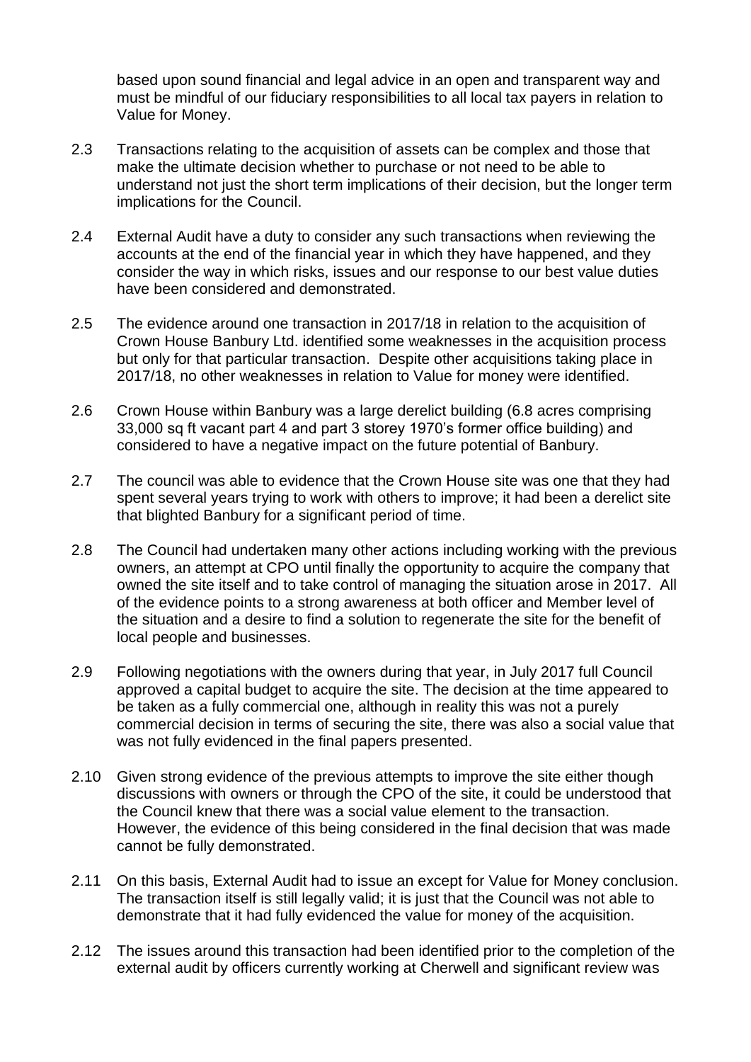based upon sound financial and legal advice in an open and transparent way and must be mindful of our fiduciary responsibilities to all local tax payers in relation to Value for Money.

2.3 Transactions relating to the acquisition of assets can be complex and those that make the ultimate decision whether to purchase or not need to be able to understand not just the short term implications of their decision, but the longer term implications for the Council.

2.4 External Audit have a duty to consider any such transactions when reviewing the accounts at the end of the financial year in which they have happened, and they consider the way in which risks, issues and our response to our best value duties have been considered and demonstrated.

2.5 The evidence around one transaction in 2017/18 in relation to the acquisition of Crown House Banbury Ltd. identified some weaknesses in the acquisition process but only for that particular transaction. Despite other acquisitions taking place in 2017/18, no other weaknesses in relation to Value for money were identified.

2.6 Crown House within Banbury was a large derelict building (6.8 acres comprising 33,000 sq ft vacant part 4 and part 3 storey 1970's former office building) and considered to have a negative impact on the future potential of Banbury.

2.7 The council was able to evidence that the Crown House site was one that they had spent several years trying to work with others to improve; it had been a derelict site that blighted Banbury for a significant period of time.

2.8 The Council had undertaken many other actions including working with the previous owners, an attempt at CPO until finally the opportunity to acquire the company that owned the site itself and to take control of managing the situation arose in 2017. All of the evidence points to a strong awareness at both officer and Member level of the situation and a desire to find a solution to regenerate the site for the benefit of local people and businesses.

2.9 Following negotiations with the owners during that year, in July 2017 full Council approved a capital budget to acquire the site. The decision at the time appeared to be taken as a fully commercial one, although in reality this was not a purely commercial decision in terms of securing the site, there was also a social value that was not fully evidenced in the final papers presented.

2.10 Given strong evidence of the previous attempts to improve the site either though discussions with owners or through the CPO of the site, it could be understood that the Council knew that there was a social value element to the transaction. However, the evidence of this being considered in the final decision that was made cannot be fully demonstrated.

2.11 On this basis, External Audit had to issue an except for Value for Money conclusion. The transaction itself is still legally valid; it is just that the Council was not able to demonstrate that it had fully evidenced the value for money of the acquisition.

2.12 The issues around this transaction had been identified prior to the completion of the external audit by officers currently working at Cherwell and significant review was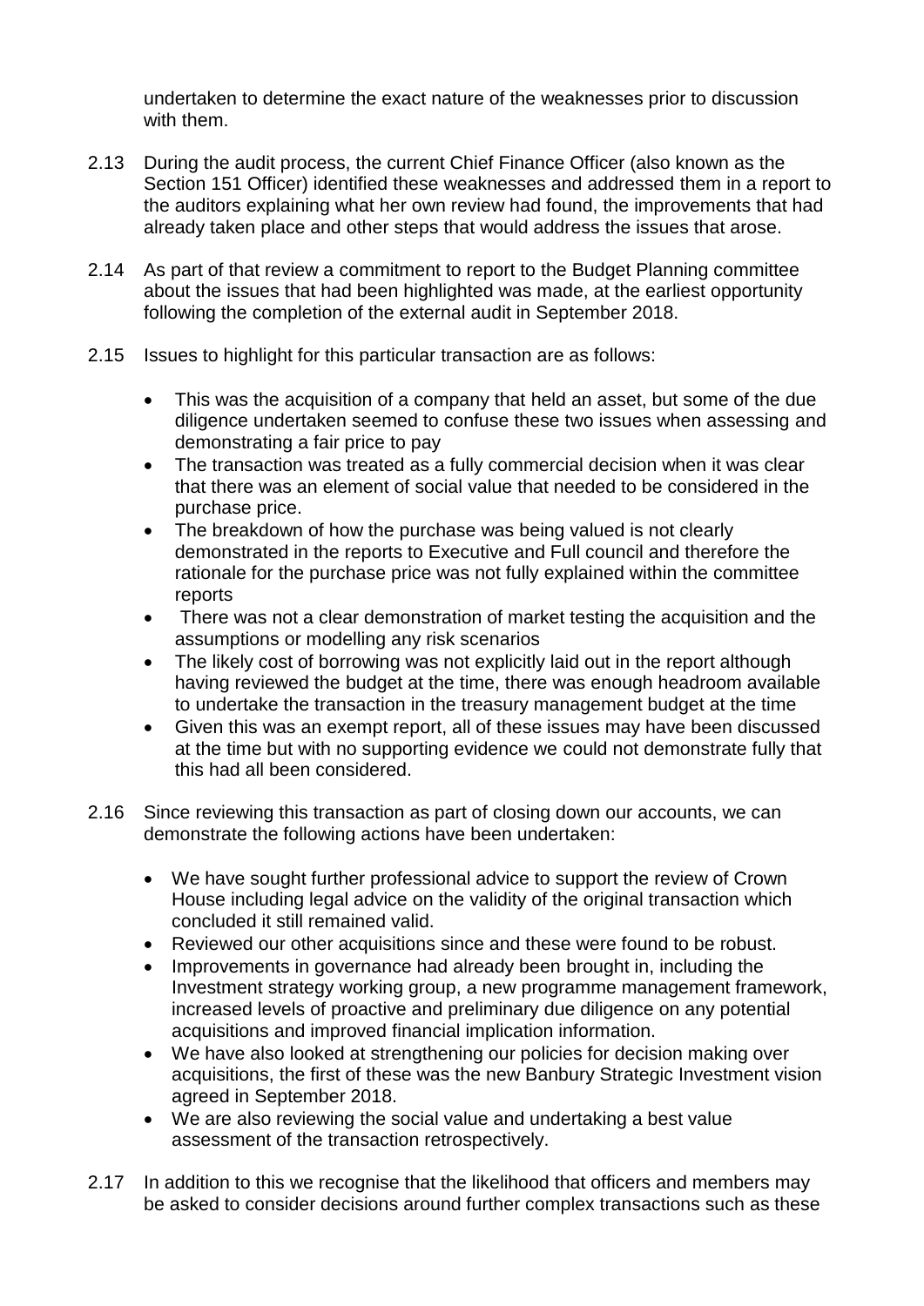undertaken to determine the exact nature of the weaknesses prior to discussion with them.

2.13 During the audit process, the current Chief Finance Officer (also known as the Section 151 Officer) identified these weaknesses and addressed them in a report to the auditors explaining what her own review had found, the improvements that had already taken place and other steps that would address the issues that arose.

2.14 As part of that review a commitment to report to the Budget Planning committee about the issues that had been highlighted was made, at the earliest opportunity following the completion of the external audit in September 2018.

2.15 Issues to highlight for this particular transaction are as follows:

- This was the acquisition of a company that held an asset, but some of the due diligence undertaken seemed to confuse these two issues when assessing and demonstrating a fair price to pay
- The transaction was treated as a fully commercial decision when it was clear that there was an element of social value that needed to be considered in the purchase price.
- The breakdown of how the purchase was being valued is not clearly demonstrated in the reports to Executive and Full council and therefore the rationale for the purchase price was not fully explained within the committee reports
- There was not a clear demonstration of market testing the acquisition and the assumptions or modelling any risk scenarios
- The likely cost of borrowing was not explicitly laid out in the report although having reviewed the budget at the time, there was enough headroom available to undertake the transaction in the treasury management budget at the time
- Given this was an exempt report, all of these issues may have been discussed at the time but with no supporting evidence we could not demonstrate fully that this had all been considered.

2.16 Since reviewing this transaction as part of closing down our accounts, we can demonstrate the following actions have been undertaken:

- We have sought further professional advice to support the review of Crown House including legal advice on the validity of the original transaction which concluded it still remained valid.
- Reviewed our other acquisitions since and these were found to be robust.
- Improvements in governance had already been brought in, including the Investment strategy working group, a new programme management framework, increased levels of proactive and preliminary due diligence on any potential acquisitions and improved financial implication information.
- We have also looked at strengthening our policies for decision making over acquisitions, the first of these was the new Banbury Strategic Investment vision agreed in September 2018.
- We are also reviewing the social value and undertaking a best value assessment of the transaction retrospectively.

2.17 In addition to this we recognise that the likelihood that officers and members may be asked to consider decisions around further complex transactions such as these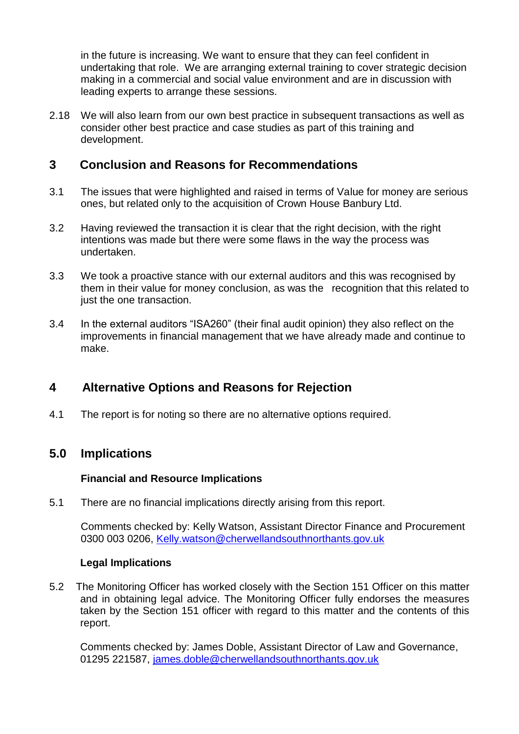in the future is increasing. We want to ensure that they can feel confident in undertaking that role. We are arranging external training to cover strategic decision making in a commercial and social value environment and are in discussion with leading experts to arrange these sessions.

2.18 We will also learn from our own best practice in subsequent transactions as well as consider other best practice and case studies as part of this training and development.

## 3 Conclusion and Reasons for Recommendations

3.1 The issues that were highlighted and raised in terms of Value for money are serious ones, but related only to the acquisition of Crown House Banbury Ltd.

3.2 Having reviewed the transaction it is clear that the right decision, with the right intentions was made but there were some flaws in the way the process was undertaken.

3.3 We took a proactive stance with our external auditors and this was recognised by them in their value for money conclusion, as was the recognition that this related to just the one transaction.

3.4 In the external auditors "ISA260" (their final audit opinion) they also reflect on the improvements in financial management that we have already made and continue to make.

## 4 Alternative Options and Reasons for Rejection

4.1 The report is for noting so there are no alternative options required.

## 5.0 Implications

**Financial and Resource Implications**

5.1 There are no financial implications directly arising from this report.

Comments checked by: Kelly Watson, Assistant Director Finance and Procurement 0300 003 0206, Kelly.watson@cherwellandsouthnorthants.gov.uk

**Legal Implications**

5.2 The Monitoring Officer has worked closely with the Section 151 Officer on this matter and in obtaining legal advice. The Monitoring Officer fully endorses the measures taken by the Section 151 officer with regard to this matter and the contents of this report.

Comments checked by: James Doble, Assistant Director of Law and Governance, 01295 221587, james.doble@cherwellandsouthnorthants.gov.uk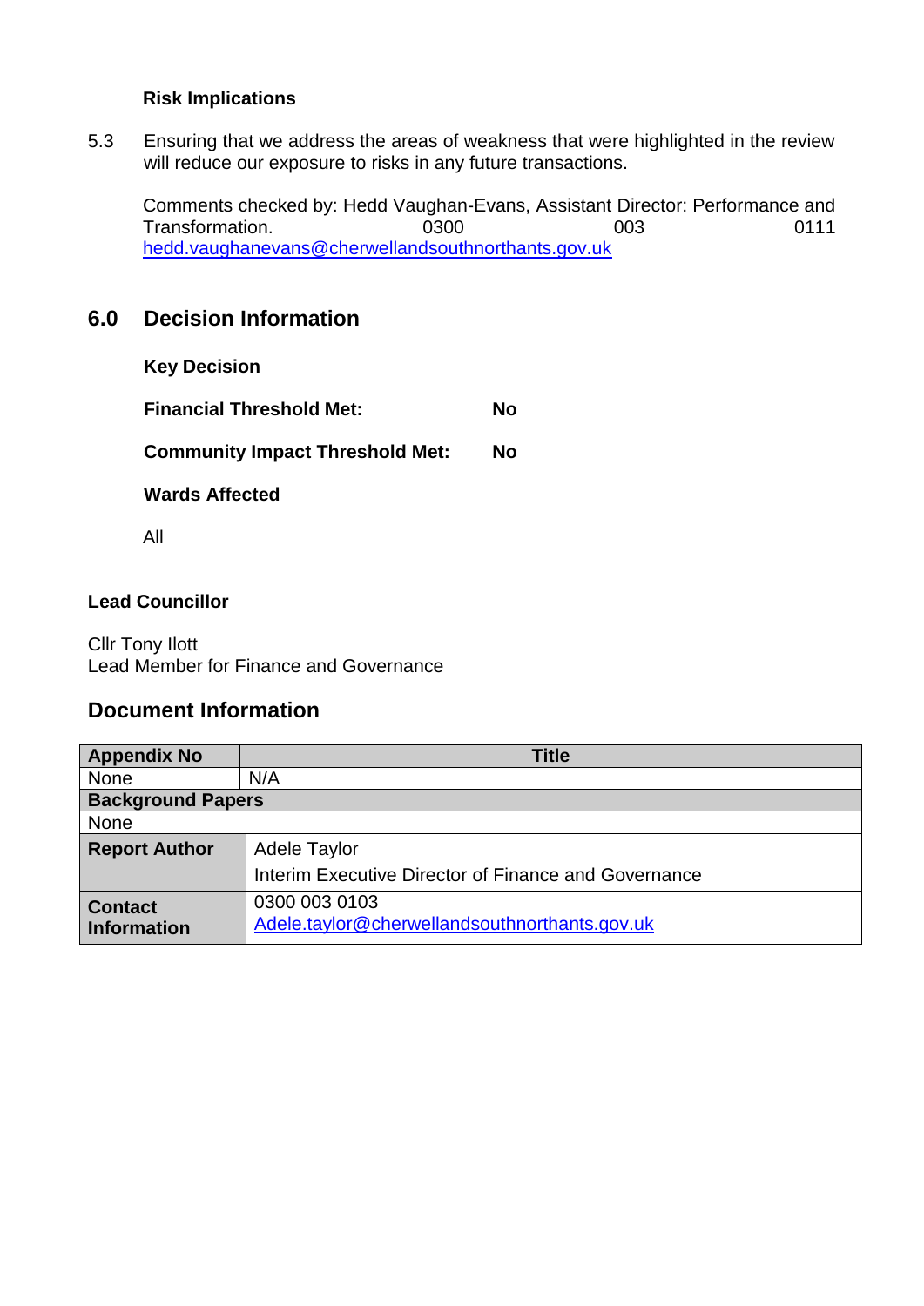**Risk Implications**

5.3 Ensuring that we address the areas of weakness that were highlighted in the review will reduce our exposure to risks in any future transactions.

Comments checked by: Hedd Vaughan-Evans, Assistant Director: Performance and Transformation. 0300 003 0111 hedd.vaughanevans@cherwellandsouthnorthants.gov.uk

## 6.0 Decision Information

**Key Decision**

**Financial Threshold Met:** **No**

**Community Impact Threshold Met:** **No**

**Wards Affected**

All

**Lead Councillor**

Cllr Tony Ilott
Lead Member for Finance and Governance

## Document Information

| Appendix No | Title |
|---|---|
| None | N/A |
| **Background Papers** | |
| None | |
| **Report Author** | Adele Taylor<br>Interim Executive Director of Finance and Governance |
| **Contact Information** | 0300 003 0103<br>Adele.taylor@cherwellandsouthnorthants.gov.uk |